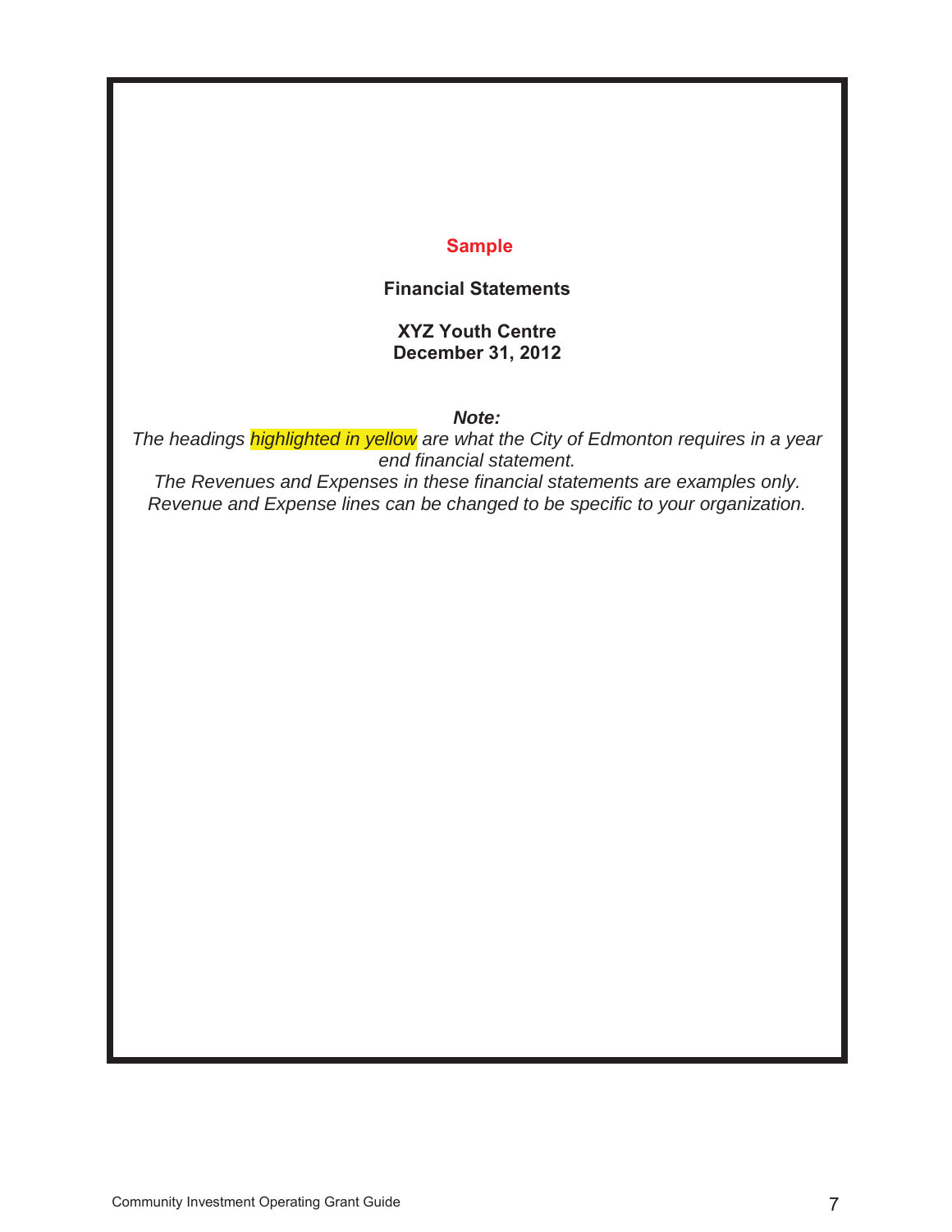**Sample**

**Financial Statements**

**XYZ Youth Centre**
**December 31, 2012**

***Note:***

*The headings highlighted in yellow are what the City of Edmonton requires in a year end financial statement.*

*The Revenues and Expenses in these financial statements are examples only. Revenue and Expense lines can be changed to be specific to your organization.*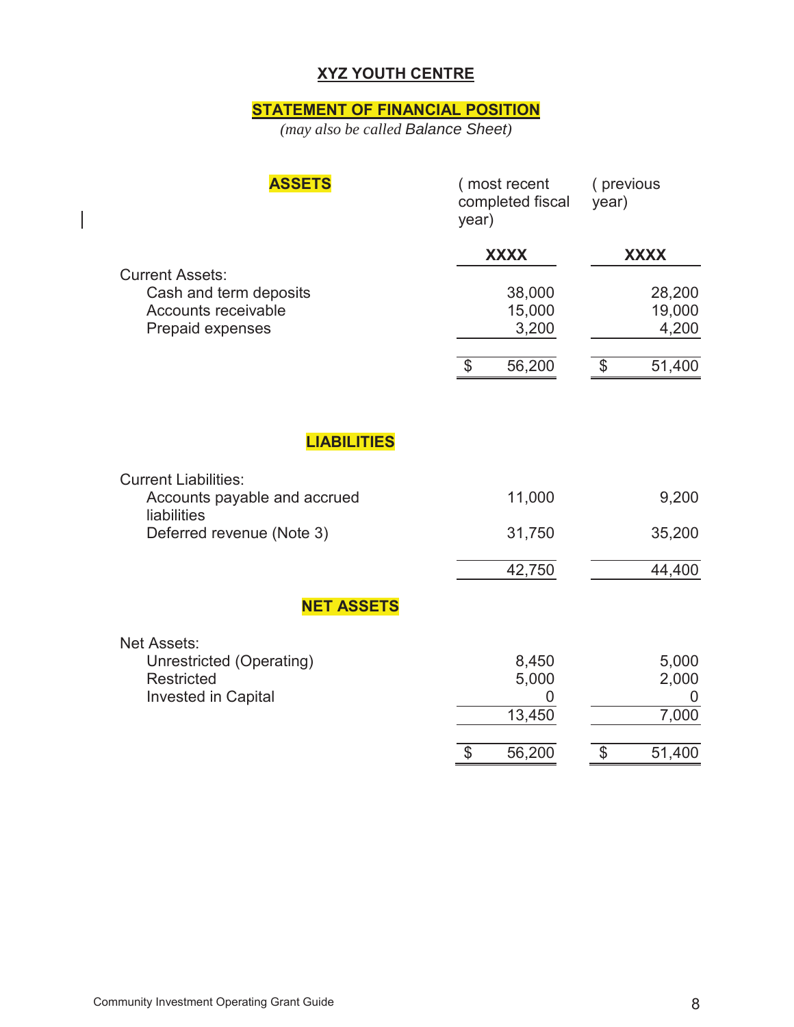# XYZ YOUTH CENTRE

## STATEMENT OF FINANCIAL POSITION

*(may also be called Balance Sheet)*

| ASSETS | ( most recent completed fiscal year) | ( previous year) |
|---|---|---|
| | XXXX | XXXX |
| Current Assets: | | |
| Cash and term deposits | 38,000 | 28,200 |
| Accounts receivable | 15,000 | 19,000 |
| Prepaid expenses | 3,200 | 4,200 |
| | $ 56,200 | $ 51,400 |
| **LIABILITIES** | | |
| Current Liabilities: | | |
| Accounts payable and accrued liabilities | 11,000 | 9,200 |
| Deferred revenue (Note 3) | 31,750 | 35,200 |
| | 42,750 | 44,400 |
| **NET ASSETS** | | |
| Net Assets: | | |
| Unrestricted (Operating) | 8,450 | 5,000 |
| Restricted | 5,000 | 2,000 |
| Invested in Capital | 0 | 0 |
| | 13,450 | 7,000 |
| | $ 56,200 | $ 51,400 |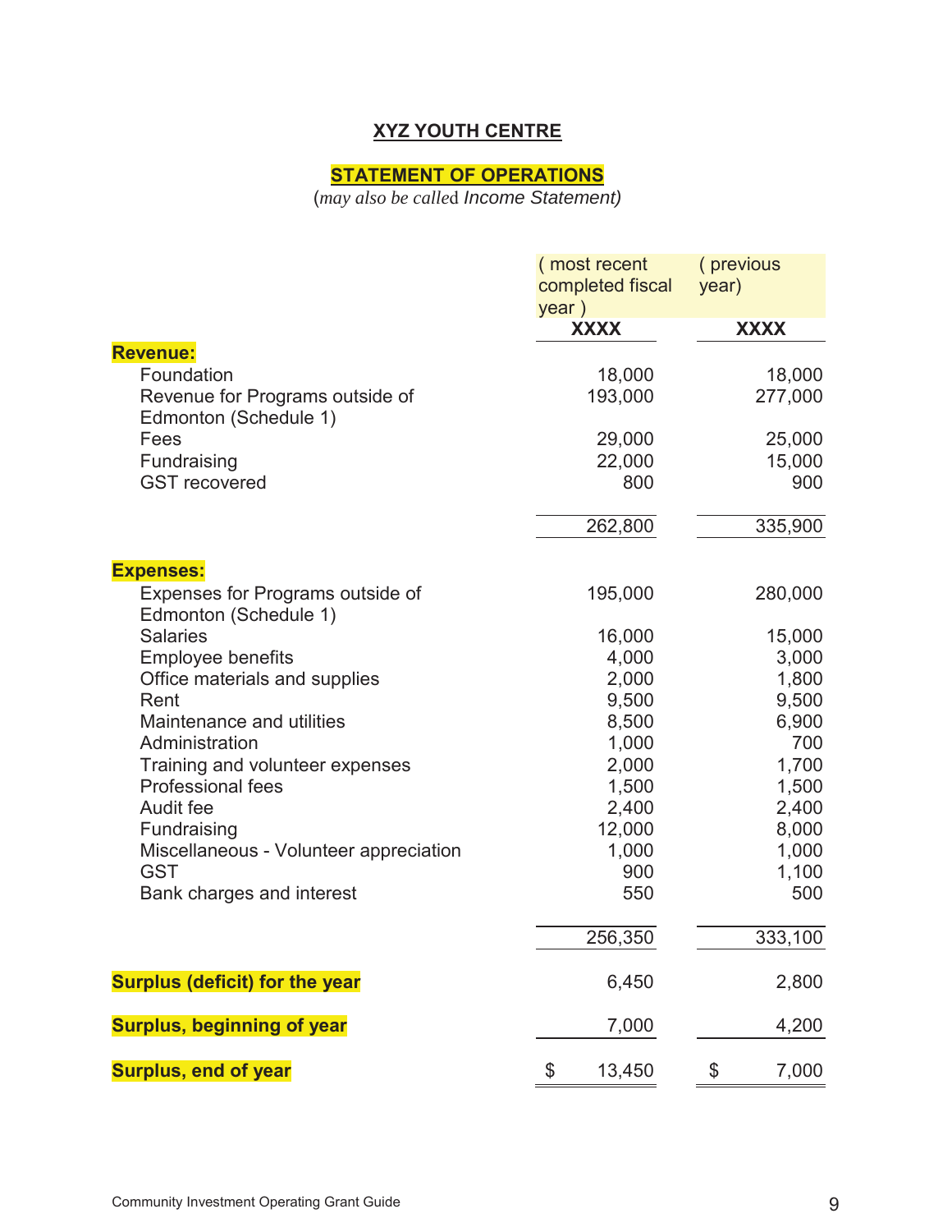## XYZ YOUTH CENTRE

### STATEMENT OF OPERATIONS

(*may also be called* *Income Statement)*

| | ( most recent completed fiscal year ) XXXX | ( previous year) XXXX |
|---|---|---|
| **Revenue:** | | |
| Foundation | 18,000 | 18,000 |
| Revenue for Programs outside of Edmonton (Schedule 1) | 193,000 | 277,000 |
| Fees | 29,000 | 25,000 |
| Fundraising | 22,000 | 15,000 |
| GST recovered | 800 | 900 |
| | 262,800 | 335,900 |
| **Expenses:** | | |
| Expenses for Programs outside of Edmonton (Schedule 1) | 195,000 | 280,000 |
| Salaries | 16,000 | 15,000 |
| Employee benefits | 4,000 | 3,000 |
| Office materials and supplies | 2,000 | 1,800 |
| Rent | 9,500 | 9,500 |
| Maintenance and utilities | 8,500 | 6,900 |
| Administration | 1,000 | 700 |
| Training and volunteer expenses | 2,000 | 1,700 |
| Professional fees | 1,500 | 1,500 |
| Audit fee | 2,400 | 2,400 |
| Fundraising | 12,000 | 8,000 |
| Miscellaneous - Volunteer appreciation | 1,000 | 1,000 |
| GST | 900 | 1,100 |
| Bank charges and interest | 550 | 500 |
| | 256,350 | 333,100 |
| **Surplus (deficit) for the year** | 6,450 | 2,800 |
| **Surplus, beginning of year** | 7,000 | 4,200 |
| **Surplus, end of year** | $ 13,450 | $ 7,000 |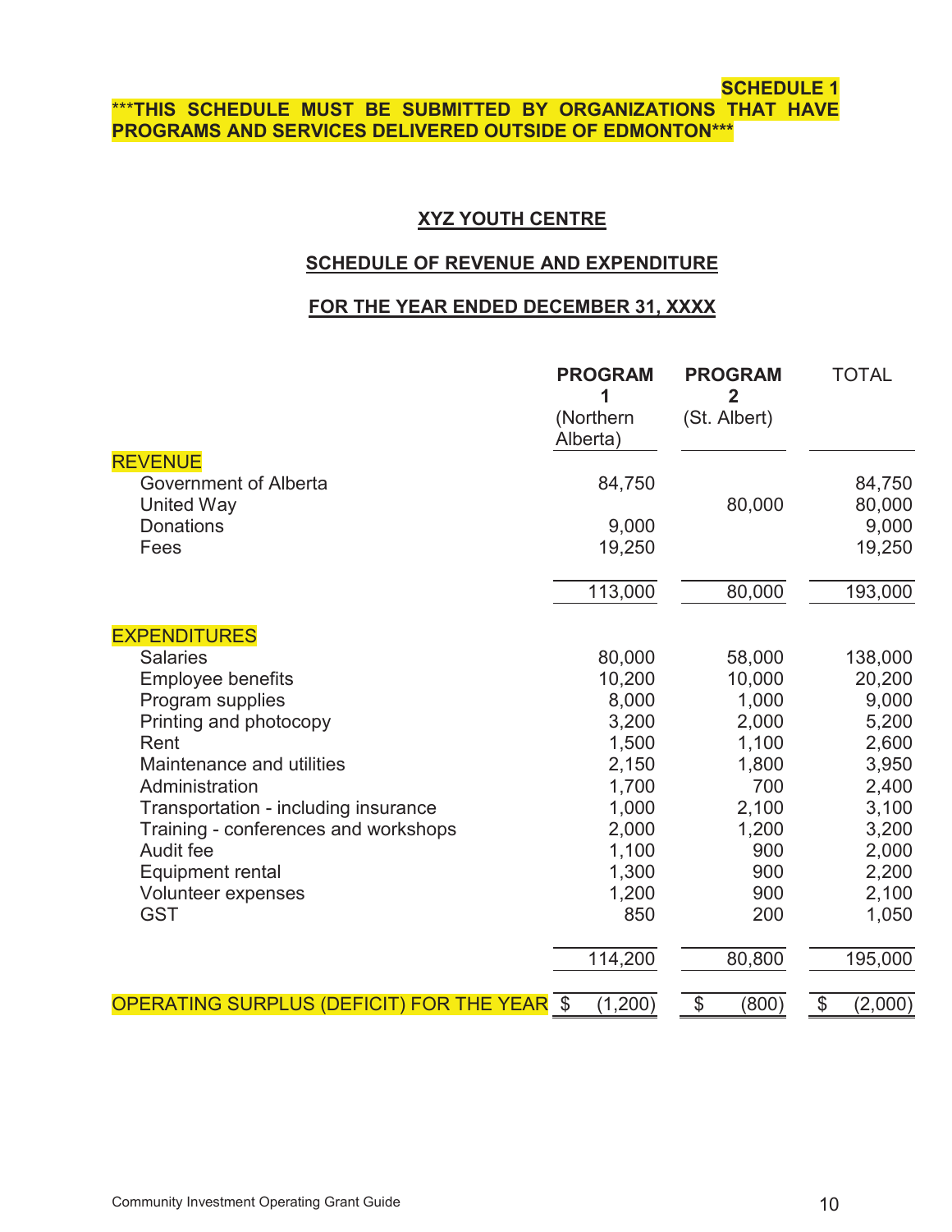**SCHEDULE 1**

**\*\*\*THIS SCHEDULE MUST BE SUBMITTED BY ORGANIZATIONS THAT HAVE PROGRAMS AND SERVICES DELIVERED OUTSIDE OF EDMONTON\*\*\***

## XYZ YOUTH CENTRE

## SCHEDULE OF REVENUE AND EXPENDITURE

## FOR THE YEAR ENDED DECEMBER 31, XXXX

| | PROGRAM 1 (Northern Alberta) | PROGRAM 2 (St. Albert) | TOTAL |
|---|---|---|---|
| REVENUE | | | |
| Government of Alberta | 84,750 | | 84,750 |
| United Way | | 80,000 | 80,000 |
| Donations | 9,000 | | 9,000 |
| Fees | 19,250 | | 19,250 |
| | 113,000 | 80,000 | 193,000 |
| EXPENDITURES | | | |
| Salaries | 80,000 | 58,000 | 138,000 |
| Employee benefits | 10,200 | 10,000 | 20,200 |
| Program supplies | 8,000 | 1,000 | 9,000 |
| Printing and photocopy | 3,200 | 2,000 | 5,200 |
| Rent | 1,500 | 1,100 | 2,600 |
| Maintenance and utilities | 2,150 | 1,800 | 3,950 |
| Administration | 1,700 | 700 | 2,400 |
| Transportation - including insurance | 1,000 | 2,100 | 3,100 |
| Training - conferences and workshops | 2,000 | 1,200 | 3,200 |
| Audit fee | 1,100 | 900 | 2,000 |
| Equipment rental | 1,300 | 900 | 2,200 |
| Volunteer expenses | 1,200 | 900 | 2,100 |
| GST | 850 | 200 | 1,050 |
| | 114,200 | 80,800 | 195,000 |
| OPERATING SURPLUS (DEFICIT) FOR THE YEAR | $ (1,200) | $ (800) | $ (2,000) |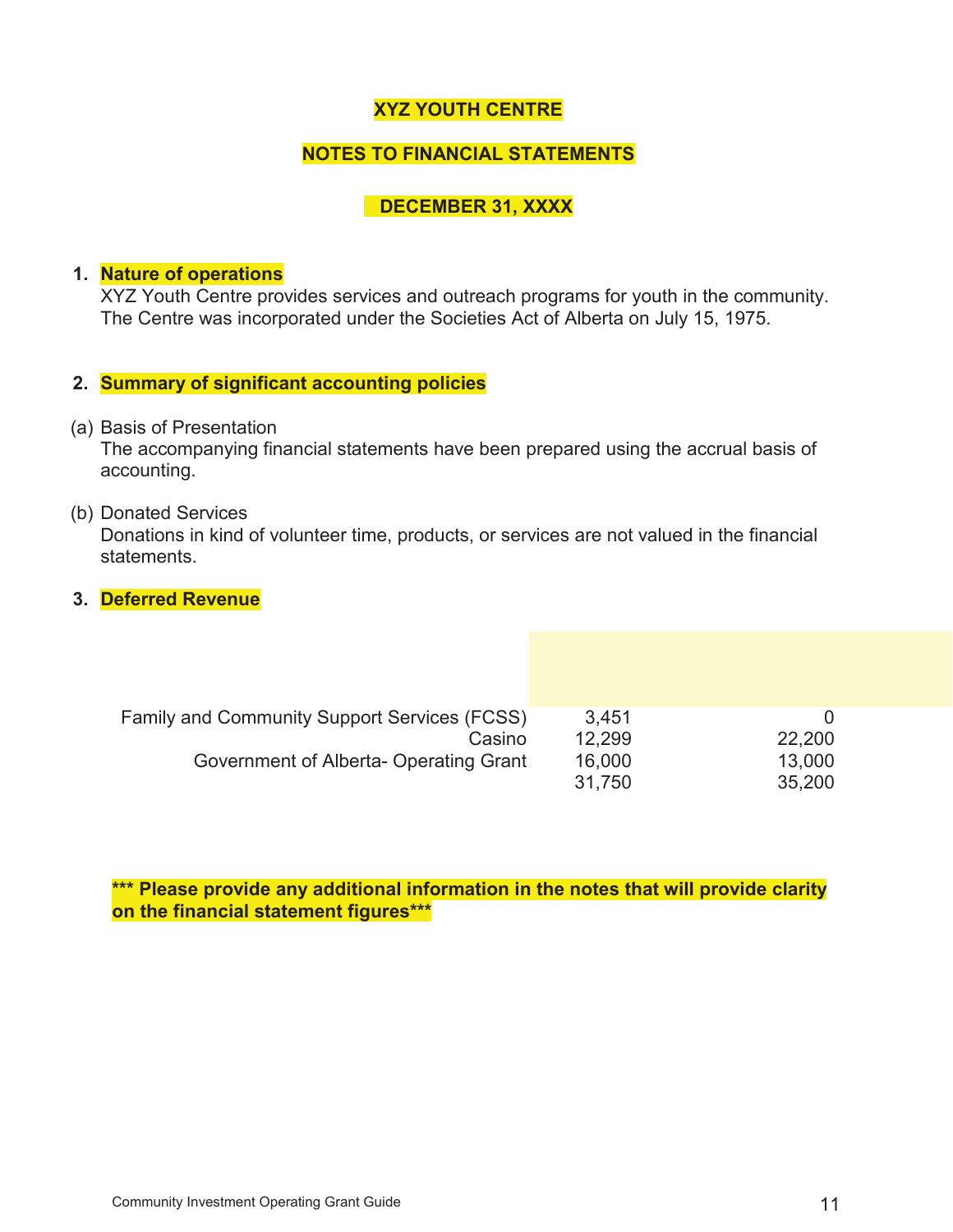**XYZ YOUTH CENTRE**

**NOTES TO FINANCIAL STATEMENTS**

**DECEMBER 31, XXXX**

1. **Nature of operations**
   XYZ Youth Centre provides services and outreach programs for youth in the community. The Centre was incorporated under the Societies Act of Alberta on July 15, 1975.

2. **Summary of significant accounting policies**

(a) Basis of Presentation
The accompanying financial statements have been prepared using the accrual basis of accounting.

(b) Donated Services
Donations in kind of volunteer time, products, or services are not valued in the financial statements.

3. **Deferred Revenue**

| | | |
|---|---|---|
| Family and Community Support Services (FCSS) | 3,451 | 0 |
| Casino | 12,299 | 22,200 |
| Government of Alberta- Operating Grant | 16,000 | 13,000 |
| | 31,750 | 35,200 |

**\*\*\* Please provide any additional information in the notes that will provide clarity on the financial statement figures\*\*\***